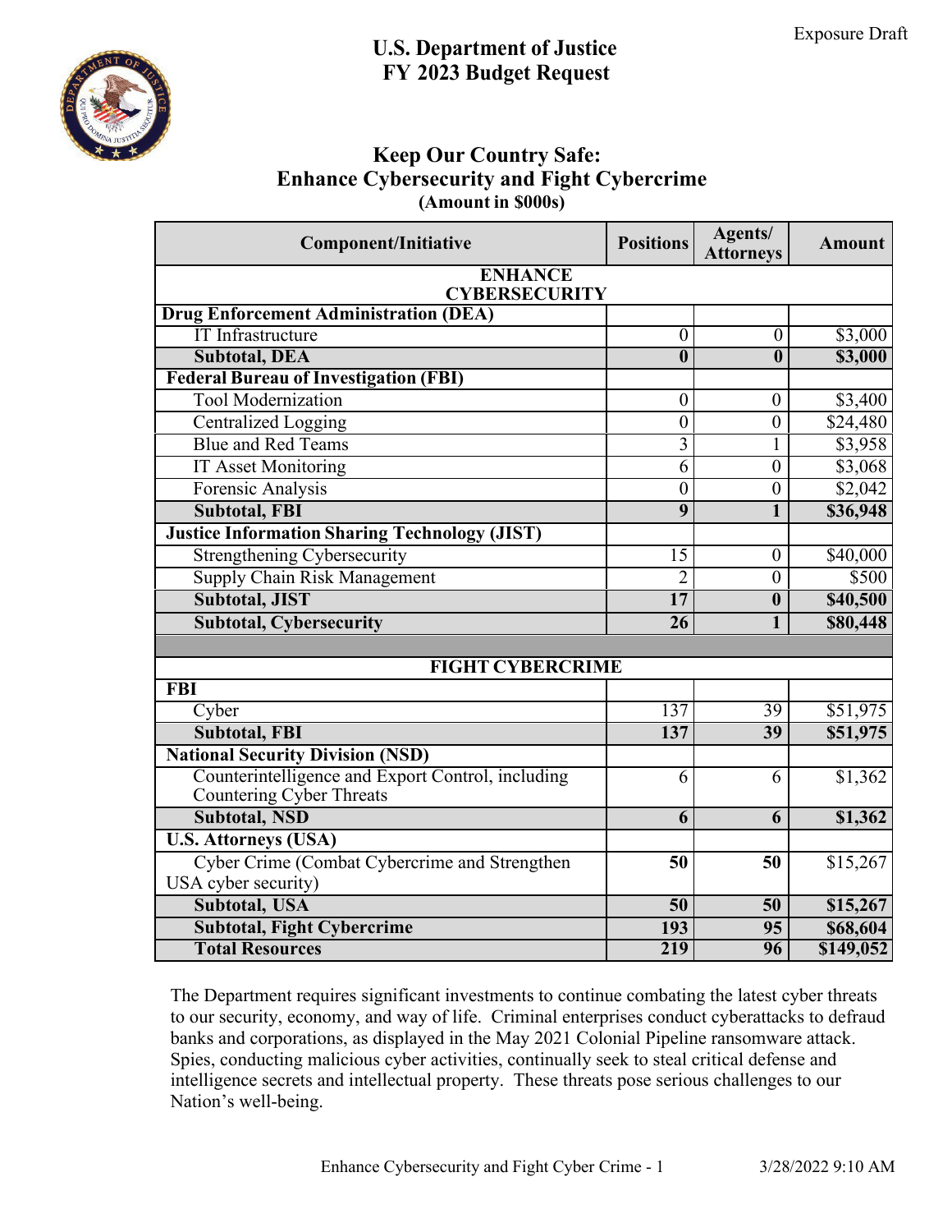Exposure Draft

# U.S. Department of Justice
# FY 2023 Budget Request

## Keep Our Country Safe: Enhance Cybersecurity and Fight Cybercrime
**(Amount in $000s)**

| Component/Initiative | Positions | Agents/ Attorneys | Amount |
|---|---|---|---|
| **ENHANCE CYBERSECURITY** | | | |
| **Drug Enforcement Administration (DEA)** | | | |
| IT Infrastructure | 0 | 0 | $3,000 |
| **Subtotal, DEA** | **0** | **0** | **$3,000** |
| **Federal Bureau of Investigation (FBI)** | | | |
| Tool Modernization | 0 | 0 | $3,400 |
| Centralized Logging | 0 | 0 | $24,480 |
| Blue and Red Teams | 3 | 1 | $3,958 |
| IT Asset Monitoring | 6 | 0 | $3,068 |
| Forensic Analysis | 0 | 0 | $2,042 |
| **Subtotal, FBI** | **9** | **1** | **$36,948** |
| **Justice Information Sharing Technology (JIST)** | | | |
| Strengthening Cybersecurity | 15 | 0 | $40,000 |
| Supply Chain Risk Management | 2 | 0 | $500 |
| **Subtotal, JIST** | **17** | **0** | **$40,500** |
| **Subtotal, Cybersecurity** | **26** | **1** | **$80,448** |
| | | | |
| **FIGHT CYBERCRIME** | | | |
| **FBI** | | | |
| Cyber | 137 | 39 | $51,975 |
| **Subtotal, FBI** | **137** | **39** | **$51,975** |
| **National Security Division (NSD)** | | | |
| Counterintelligence and Export Control, including Countering Cyber Threats | 6 | 6 | $1,362 |
| **Subtotal, NSD** | **6** | **6** | **$1,362** |
| **U.S. Attorneys (USA)** | | | |
| Cyber Crime (Combat Cybercrime and Strengthen USA cyber security) | **50** | **50** | $15,267 |
| **Subtotal, USA** | **50** | **50** | **$15,267** |
| **Subtotal, Fight Cybercrime** | **193** | **95** | **$68,604** |
| **Total Resources** | **219** | **96** | **$149,052** |

The Department requires significant investments to continue combating the latest cyber threats to our security, economy, and way of life. Criminal enterprises conduct cyberattacks to defraud banks and corporations, as displayed in the May 2021 Colonial Pipeline ransomware attack. Spies, conducting malicious cyber activities, continually seek to steal critical defense and intelligence secrets and intellectual property. These threats pose serious challenges to our Nation's well-being.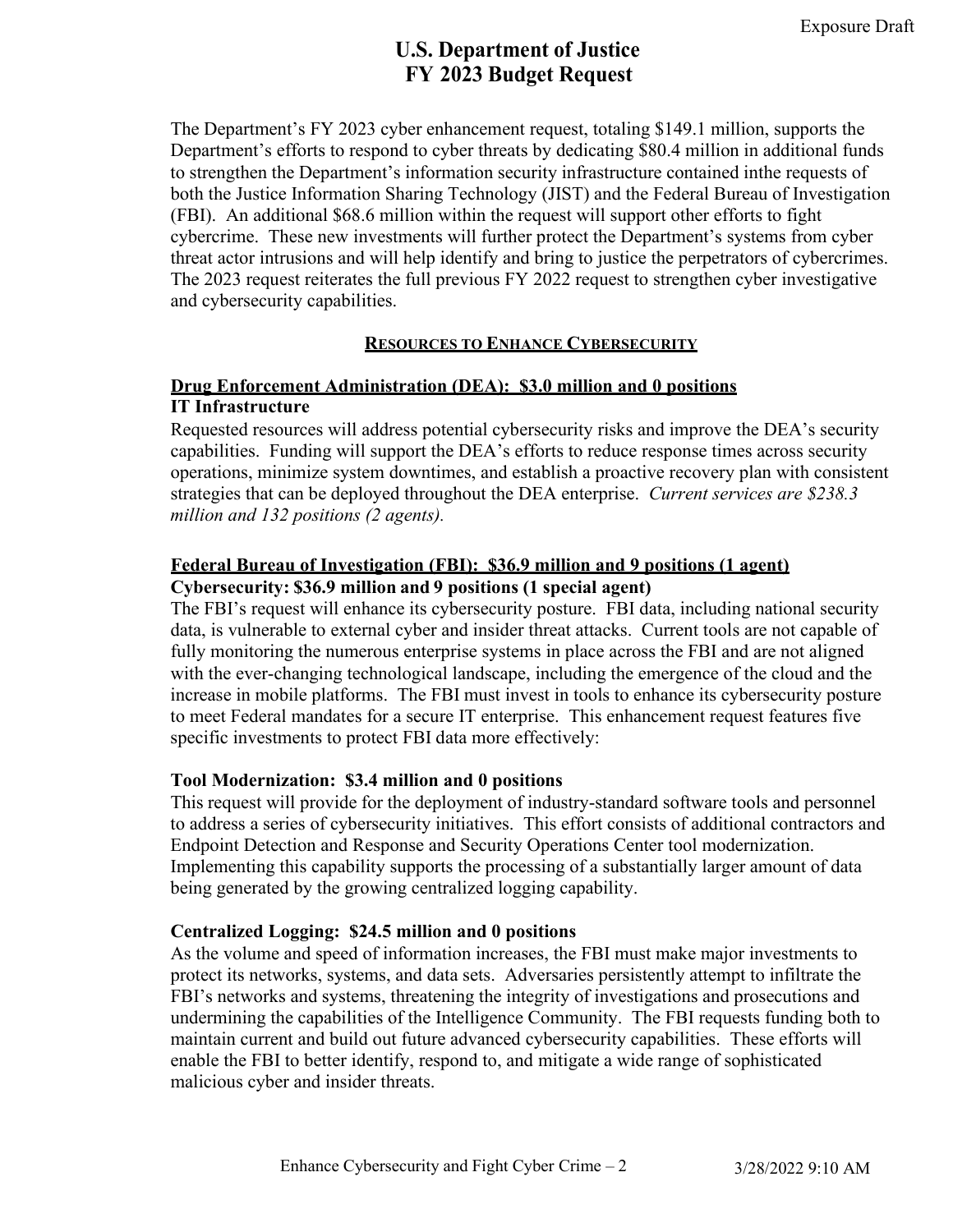The Department's FY 2023 cyber enhancement request, totaling $149.1 million, supports the Department's efforts to respond to cyber threats by dedicating $80.4 million in additional funds to strengthen the Department's information security infrastructure contained inthe requests of both the Justice Information Sharing Technology (JIST) and the Federal Bureau of Investigation (FBI). An additional $68.6 million within the request will support other efforts to fight cybercrime. These new investments will further protect the Department's systems from cyber threat actor intrusions and will help identify and bring to justice the perpetrators of cybercrimes. The 2023 request reiterates the full previous FY 2022 request to strengthen cyber investigative and cybersecurity capabilities.

## RESOURCES TO ENHANCE CYBERSECURITY

### Drug Enforcement Administration (DEA): $3.0 million and 0 positions

**IT Infrastructure**

Requested resources will address potential cybersecurity risks and improve the DEA's security capabilities. Funding will support the DEA's efforts to reduce response times across security operations, minimize system downtimes, and establish a proactive recovery plan with consistent strategies that can be deployed throughout the DEA enterprise. *Current services are $238.3 million and 132 positions (2 agents).*

### Federal Bureau of Investigation (FBI): $36.9 million and 9 positions (1 agent)

**Cybersecurity: $36.9 million and 9 positions (1 special agent)**

The FBI's request will enhance its cybersecurity posture. FBI data, including national security data, is vulnerable to external cyber and insider threat attacks. Current tools are not capable of fully monitoring the numerous enterprise systems in place across the FBI and are not aligned with the ever-changing technological landscape, including the emergence of the cloud and the increase in mobile platforms. The FBI must invest in tools to enhance its cybersecurity posture to meet Federal mandates for a secure IT enterprise. This enhancement request features five specific investments to protect FBI data more effectively:

**Tool Modernization: $3.4 million and 0 positions**

This request will provide for the deployment of industry-standard software tools and personnel to address a series of cybersecurity initiatives. This effort consists of additional contractors and Endpoint Detection and Response and Security Operations Center tool modernization. Implementing this capability supports the processing of a substantially larger amount of data being generated by the growing centralized logging capability.

**Centralized Logging: $24.5 million and 0 positions**

As the volume and speed of information increases, the FBI must make major investments to protect its networks, systems, and data sets. Adversaries persistently attempt to infiltrate the FBI's networks and systems, threatening the integrity of investigations and prosecutions and undermining the capabilities of the Intelligence Community. The FBI requests funding both to maintain current and build out future advanced cybersecurity capabilities. These efforts will enable the FBI to better identify, respond to, and mitigate a wide range of sophisticated malicious cyber and insider threats.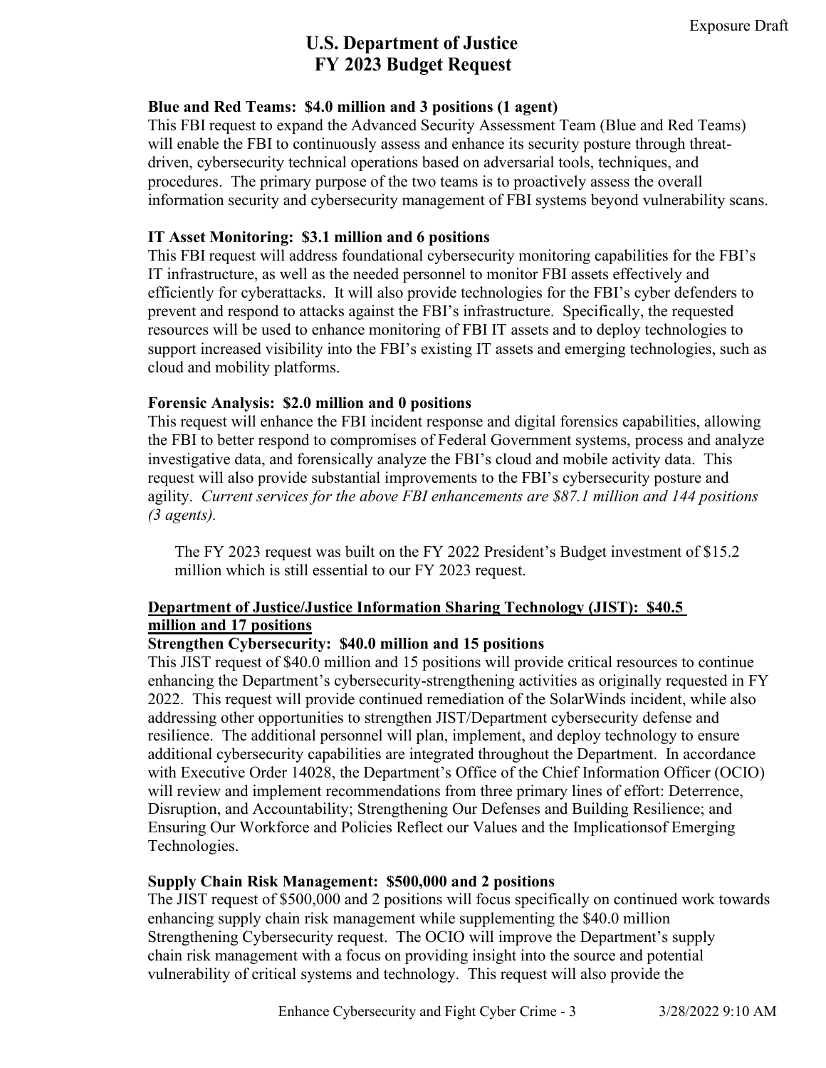**Blue and Red Teams: $4.0 million and 3 positions (1 agent)**
This FBI request to expand the Advanced Security Assessment Team (Blue and Red Teams) will enable the FBI to continuously assess and enhance its security posture through threat-driven, cybersecurity technical operations based on adversarial tools, techniques, and procedures. The primary purpose of the two teams is to proactively assess the overall information security and cybersecurity management of FBI systems beyond vulnerability scans.

**IT Asset Monitoring: $3.1 million and 6 positions**
This FBI request will address foundational cybersecurity monitoring capabilities for the FBI's IT infrastructure, as well as the needed personnel to monitor FBI assets effectively and efficiently for cyberattacks. It will also provide technologies for the FBI's cyber defenders to prevent and respond to attacks against the FBI's infrastructure. Specifically, the requested resources will be used to enhance monitoring of FBI IT assets and to deploy technologies to support increased visibility into the FBI's existing IT assets and emerging technologies, such as cloud and mobility platforms.

**Forensic Analysis: $2.0 million and 0 positions**
This request will enhance the FBI incident response and digital forensics capabilities, allowing the FBI to better respond to compromises of Federal Government systems, process and analyze investigative data, and forensically analyze the FBI's cloud and mobile activity data. This request will also provide substantial improvements to the FBI's cybersecurity posture and agility. *Current services for the above FBI enhancements are $87.1 million and 144 positions (3 agents).*

The FY 2023 request was built on the FY 2022 President's Budget investment of $15.2 million which is still essential to our FY 2023 request.

**<u>Department of Justice/Justice Information Sharing Technology (JIST): $40.5 million and 17 positions</u>**

**Strengthen Cybersecurity: $40.0 million and 15 positions**
This JIST request of $40.0 million and 15 positions will provide critical resources to continue enhancing the Department's cybersecurity-strengthening activities as originally requested in FY 2022. This request will provide continued remediation of the SolarWinds incident, while also addressing other opportunities to strengthen JIST/Department cybersecurity defense and resilience. The additional personnel will plan, implement, and deploy technology to ensure additional cybersecurity capabilities are integrated throughout the Department. In accordance with Executive Order 14028, the Department's Office of the Chief Information Officer (OCIO) will review and implement recommendations from three primary lines of effort: Deterrence, Disruption, and Accountability; Strengthening Our Defenses and Building Resilience; and Ensuring Our Workforce and Policies Reflect our Values and the Implicationsof Emerging Technologies.

**Supply Chain Risk Management: $500,000 and 2 positions**
The JIST request of $500,000 and 2 positions will focus specifically on continued work towards enhancing supply chain risk management while supplementing the $40.0 million Strengthening Cybersecurity request. The OCIO will improve the Department's supply chain risk management with a focus on providing insight into the source and potential vulnerability of critical systems and technology. This request will also provide the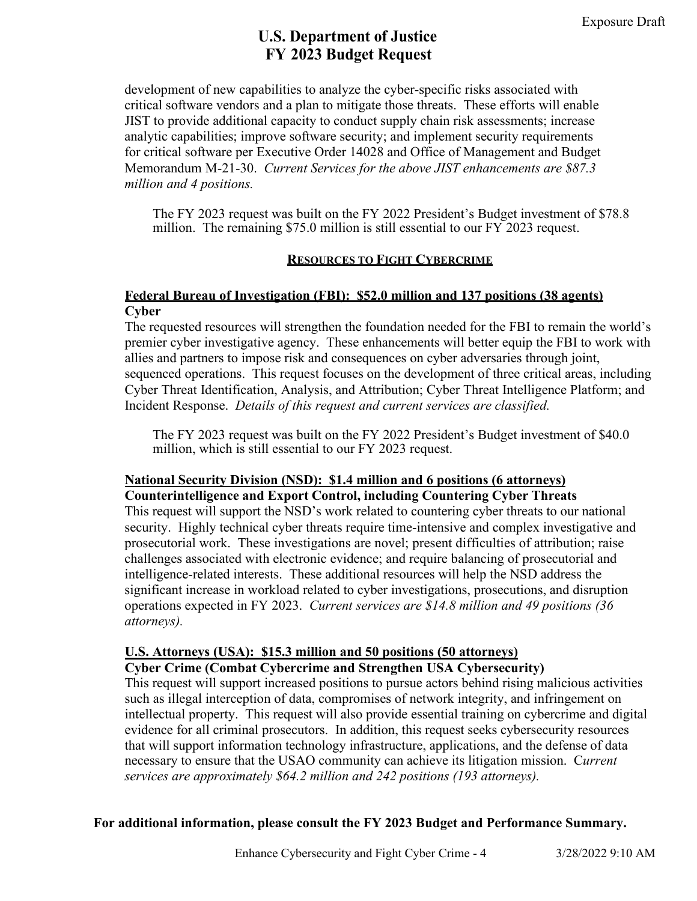development of new capabilities to analyze the cyber-specific risks associated with critical software vendors and a plan to mitigate those threats. These efforts will enable JIST to provide additional capacity to conduct supply chain risk assessments; increase analytic capabilities; improve software security; and implement security requirements for critical software per Executive Order 14028 and Office of Management and Budget Memorandum M-21-30. *Current Services for the above JIST enhancements are $87.3 million and 4 positions.*

The FY 2023 request was built on the FY 2022 President's Budget investment of $78.8 million. The remaining $75.0 million is still essential to our FY 2023 request.

## RESOURCES TO FIGHT CYBERCRIME

**Federal Bureau of Investigation (FBI): $52.0 million and 137 positions (38 agents)**
**Cyber**

The requested resources will strengthen the foundation needed for the FBI to remain the world's premier cyber investigative agency. These enhancements will better equip the FBI to work with allies and partners to impose risk and consequences on cyber adversaries through joint, sequenced operations. This request focuses on the development of three critical areas, including Cyber Threat Identification, Analysis, and Attribution; Cyber Threat Intelligence Platform; and Incident Response. *Details of this request and current services are classified.*

The FY 2023 request was built on the FY 2022 President's Budget investment of $40.0 million, which is still essential to our FY 2023 request.

**National Security Division (NSD): $1.4 million and 6 positions (6 attorneys)**
**Counterintelligence and Export Control, including Countering Cyber Threats**

This request will support the NSD's work related to countering cyber threats to our national security. Highly technical cyber threats require time-intensive and complex investigative and prosecutorial work. These investigations are novel; present difficulties of attribution; raise challenges associated with electronic evidence; and require balancing of prosecutorial and intelligence-related interests. These additional resources will help the NSD address the significant increase in workload related to cyber investigations, prosecutions, and disruption operations expected in FY 2023. *Current services are $14.8 million and 49 positions (36 attorneys).*

**U.S. Attorneys (USA): $15.3 million and 50 positions (50 attorneys)**
**Cyber Crime (Combat Cybercrime and Strengthen USA Cybersecurity)**

This request will support increased positions to pursue actors behind rising malicious activities such as illegal interception of data, compromises of network integrity, and infringement on intellectual property. This request will also provide essential training on cybercrime and digital evidence for all criminal prosecutors. In addition, this request seeks cybersecurity resources that will support information technology infrastructure, applications, and the defense of data necessary to ensure that the USAO community can achieve its litigation mission. *Current services are approximately $64.2 million and 242 positions (193 attorneys).*

**For additional information, please consult the FY 2023 Budget and Performance Summary.**